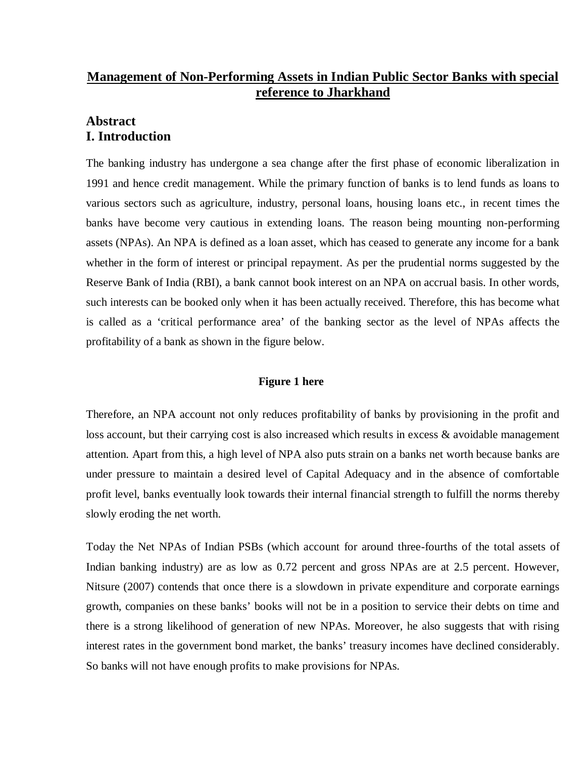# Management of Non-Performing Assets in Indian Public Sector Banks with special reference to Jharkhand

## Abstract

## I. Introduction

The banking industry has undergone a sea change after the first phase of economic liberalization in 1991 and hence credit management. While the primary function of banks is to lend funds as loans to various sectors such as agriculture, industry, personal loans, housing loans etc., in recent times the banks have become very cautious in extending loans. The reason being mounting non-performing assets (NPAs). An NPA is defined as a loan asset, which has ceased to generate any income for a bank whether in the form of interest or principal repayment. As per the prudential norms suggested by the Reserve Bank of India (RBI), a bank cannot book interest on an NPA on accrual basis. In other words, such interests can be booked only when it has been actually received. Therefore, this has become what is called as a 'critical performance area' of the banking sector as the level of NPAs affects the profitability of a bank as shown in the figure below.

**Figure 1 here**

Therefore, an NPA account not only reduces profitability of banks by provisioning in the profit and loss account, but their carrying cost is also increased which results in excess & avoidable management attention. Apart from this, a high level of NPA also puts strain on a banks net worth because banks are under pressure to maintain a desired level of Capital Adequacy and in the absence of comfortable profit level, banks eventually look towards their internal financial strength to fulfill the norms thereby slowly eroding the net worth.

Today the Net NPAs of Indian PSBs (which account for around three-fourths of the total assets of Indian banking industry) are as low as 0.72 percent and gross NPAs are at 2.5 percent. However, Nitsure (2007) contends that once there is a slowdown in private expenditure and corporate earnings growth, companies on these banks' books will not be in a position to service their debts on time and there is a strong likelihood of generation of new NPAs. Moreover, he also suggests that with rising interest rates in the government bond market, the banks' treasury incomes have declined considerably. So banks will not have enough profits to make provisions for NPAs.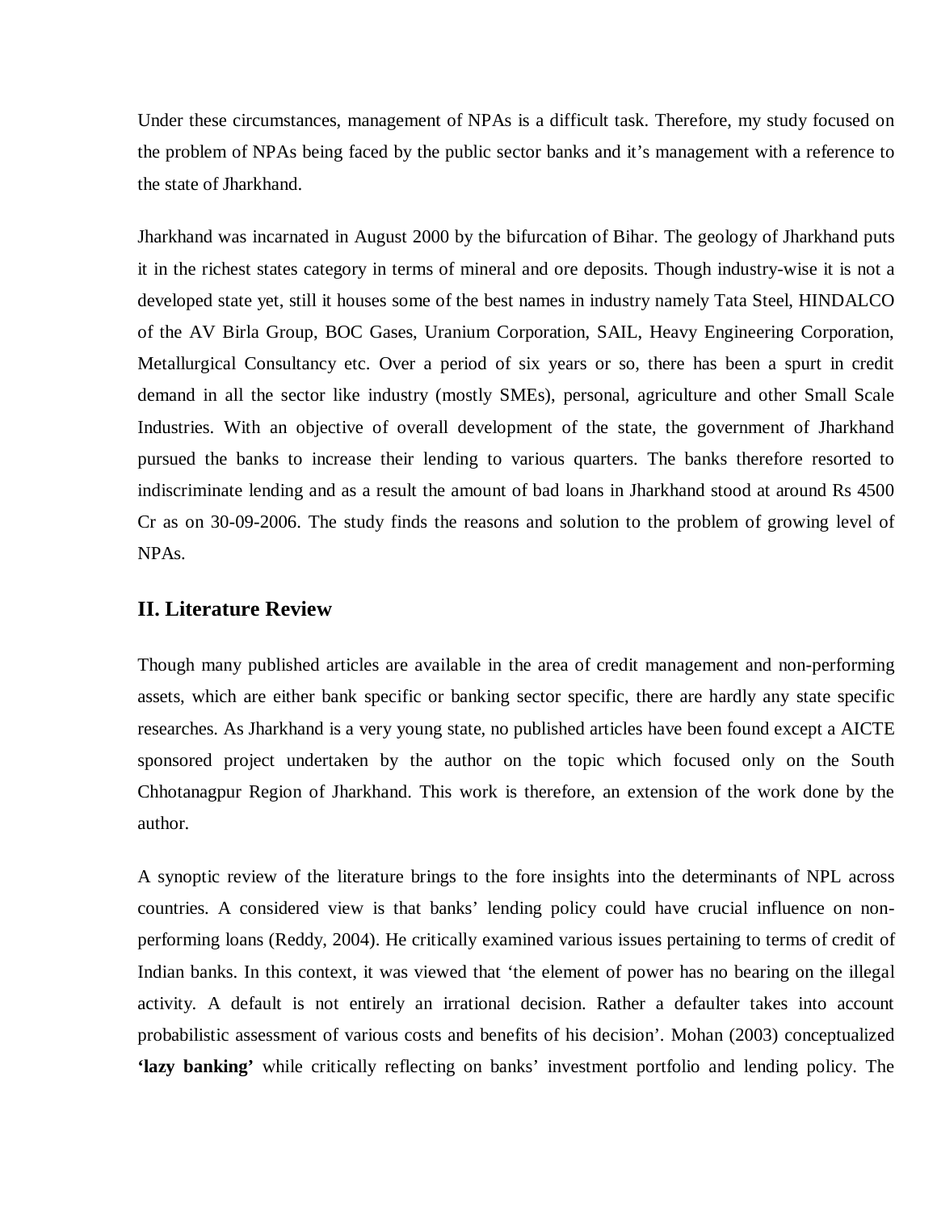Under these circumstances, management of NPAs is a difficult task. Therefore, my study focused on the problem of NPAs being faced by the public sector banks and it's management with a reference to the state of Jharkhand.

Jharkhand was incarnated in August 2000 by the bifurcation of Bihar. The geology of Jharkhand puts it in the richest states category in terms of mineral and ore deposits. Though industry-wise it is not a developed state yet, still it houses some of the best names in industry namely Tata Steel, HINDALCO of the AV Birla Group, BOC Gases, Uranium Corporation, SAIL, Heavy Engineering Corporation, Metallurgical Consultancy etc. Over a period of six years or so, there has been a spurt in credit demand in all the sector like industry (mostly SMEs), personal, agriculture and other Small Scale Industries. With an objective of overall development of the state, the government of Jharkhand pursued the banks to increase their lending to various quarters. The banks therefore resorted to indiscriminate lending and as a result the amount of bad loans in Jharkhand stood at around Rs 4500 Cr as on 30-09-2006. The study finds the reasons and solution to the problem of growing level of NPAs.

## II. Literature Review

Though many published articles are available in the area of credit management and non-performing assets, which are either bank specific or banking sector specific, there are hardly any state specific researches. As Jharkhand is a very young state, no published articles have been found except a AICTE sponsored project undertaken by the author on the topic which focused only on the South Chhotanagpur Region of Jharkhand. This work is therefore, an extension of the work done by the author.

A synoptic review of the literature brings to the fore insights into the determinants of NPL across countries. A considered view is that banks' lending policy could have crucial influence on non-performing loans (Reddy, 2004). He critically examined various issues pertaining to terms of credit of Indian banks. In this context, it was viewed that 'the element of power has no bearing on the illegal activity. A default is not entirely an irrational decision. Rather a defaulter takes into account probabilistic assessment of various costs and benefits of his decision'. Mohan (2003) conceptualized **'lazy banking'** while critically reflecting on banks' investment portfolio and lending policy. The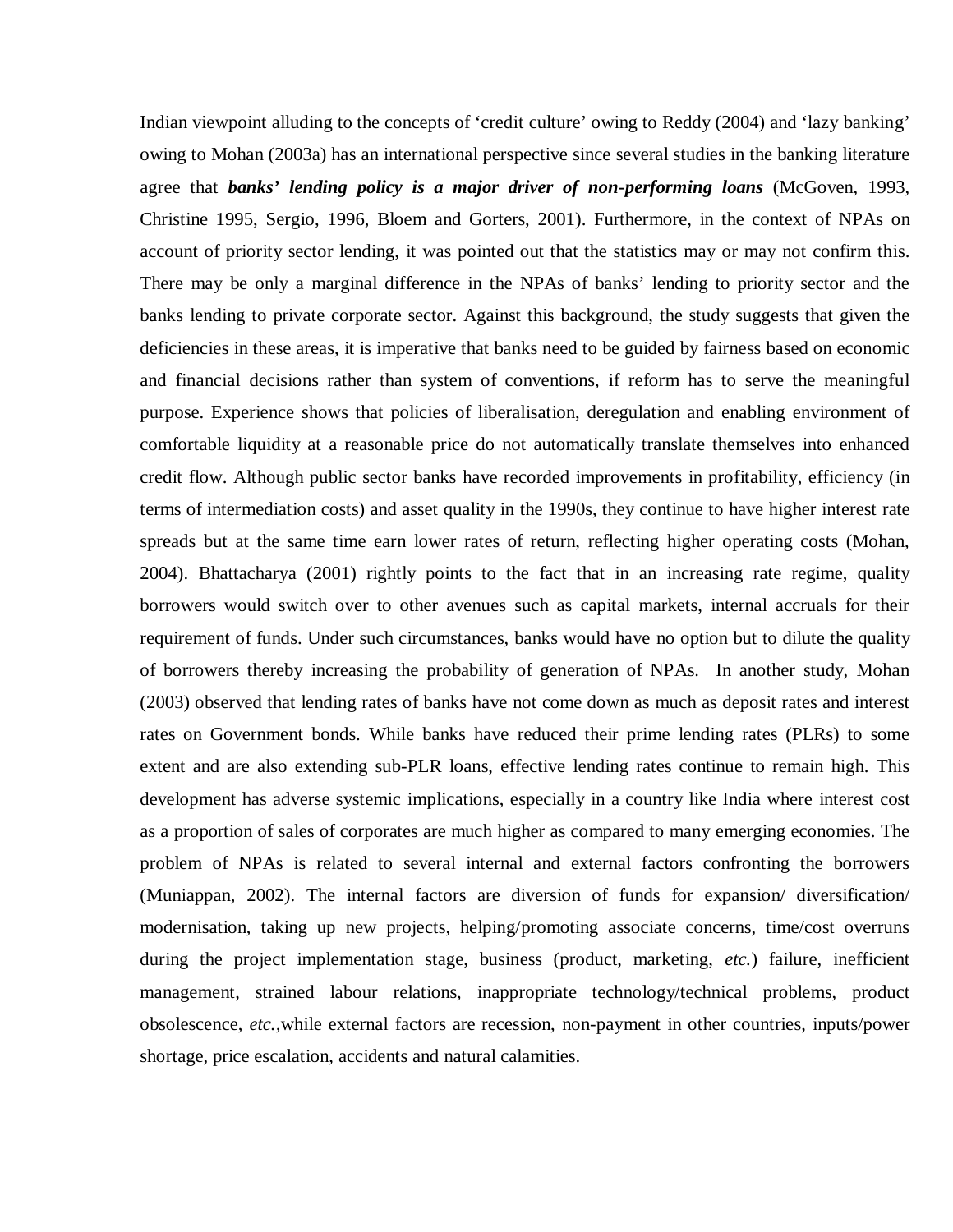Indian viewpoint alluding to the concepts of 'credit culture' owing to Reddy (2004) and 'lazy banking' owing to Mohan (2003a) has an international perspective since several studies in the banking literature agree that ***banks' lending policy is a major driver of non-performing loans*** (McGoven, 1993, Christine 1995, Sergio, 1996, Bloem and Gorters, 2001). Furthermore, in the context of NPAs on account of priority sector lending, it was pointed out that the statistics may or may not confirm this. There may be only a marginal difference in the NPAs of banks' lending to priority sector and the banks lending to private corporate sector. Against this background, the study suggests that given the deficiencies in these areas, it is imperative that banks need to be guided by fairness based on economic and financial decisions rather than system of conventions, if reform has to serve the meaningful purpose. Experience shows that policies of liberalisation, deregulation and enabling environment of comfortable liquidity at a reasonable price do not automatically translate themselves into enhanced credit flow. Although public sector banks have recorded improvements in profitability, efficiency (in terms of intermediation costs) and asset quality in the 1990s, they continue to have higher interest rate spreads but at the same time earn lower rates of return, reflecting higher operating costs (Mohan, 2004). Bhattacharya (2001) rightly points to the fact that in an increasing rate regime, quality borrowers would switch over to other avenues such as capital markets, internal accruals for their requirement of funds. Under such circumstances, banks would have no option but to dilute the quality of borrowers thereby increasing the probability of generation of NPAs. In another study, Mohan (2003) observed that lending rates of banks have not come down as much as deposit rates and interest rates on Government bonds. While banks have reduced their prime lending rates (PLRs) to some extent and are also extending sub-PLR loans, effective lending rates continue to remain high. This development has adverse systemic implications, especially in a country like India where interest cost as a proportion of sales of corporates are much higher as compared to many emerging economies. The problem of NPAs is related to several internal and external factors confronting the borrowers (Muniappan, 2002). The internal factors are diversion of funds for expansion/ diversification/ modernisation, taking up new projects, helping/promoting associate concerns, time/cost overruns during the project implementation stage, business (product, marketing, *etc.*) failure, inefficient management, strained labour relations, inappropriate technology/technical problems, product obsolescence, *etc.*,while external factors are recession, non-payment in other countries, inputs/power shortage, price escalation, accidents and natural calamities.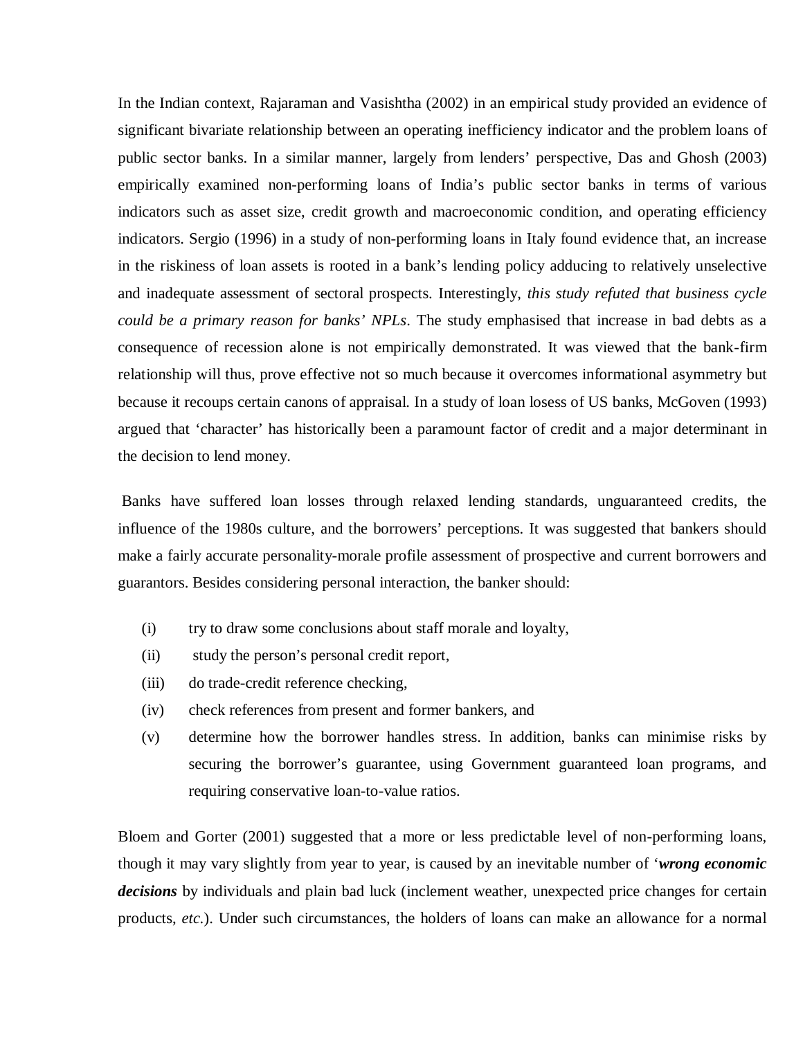In the Indian context, Rajaraman and Vasishtha (2002) in an empirical study provided an evidence of significant bivariate relationship between an operating inefficiency indicator and the problem loans of public sector banks. In a similar manner, largely from lenders' perspective, Das and Ghosh (2003) empirically examined non-performing loans of India's public sector banks in terms of various indicators such as asset size, credit growth and macroeconomic condition, and operating efficiency indicators. Sergio (1996) in a study of non-performing loans in Italy found evidence that, an increase in the riskiness of loan assets is rooted in a bank's lending policy adducing to relatively unselective and inadequate assessment of sectoral prospects. Interestingly, *this study refuted that business cycle could be a primary reason for banks' NPLs*. The study emphasised that increase in bad debts as a consequence of recession alone is not empirically demonstrated. It was viewed that the bank-firm relationship will thus, prove effective not so much because it overcomes informational asymmetry but because it recoups certain canons of appraisal. In a study of loan losess of US banks, McGoven (1993) argued that 'character' has historically been a paramount factor of credit and a major determinant in the decision to lend money.

Banks have suffered loan losses through relaxed lending standards, unguaranteed credits, the influence of the 1980s culture, and the borrowers' perceptions. It was suggested that bankers should make a fairly accurate personality-morale profile assessment of prospective and current borrowers and guarantors. Besides considering personal interaction, the banker should:

(i) try to draw some conclusions about staff morale and loyalty,

(ii) study the person's personal credit report,

(iii) do trade-credit reference checking,

(iv) check references from present and former bankers, and

(v) determine how the borrower handles stress. In addition, banks can minimise risks by securing the borrower's guarantee, using Government guaranteed loan programs, and requiring conservative loan-to-value ratios.

Bloem and Gorter (2001) suggested that a more or less predictable level of non-performing loans, though it may vary slightly from year to year, is caused by an inevitable number of '***wrong economic decisions*** by individuals and plain bad luck (inclement weather, unexpected price changes for certain products, *etc.*). Under such circumstances, the holders of loans can make an allowance for a normal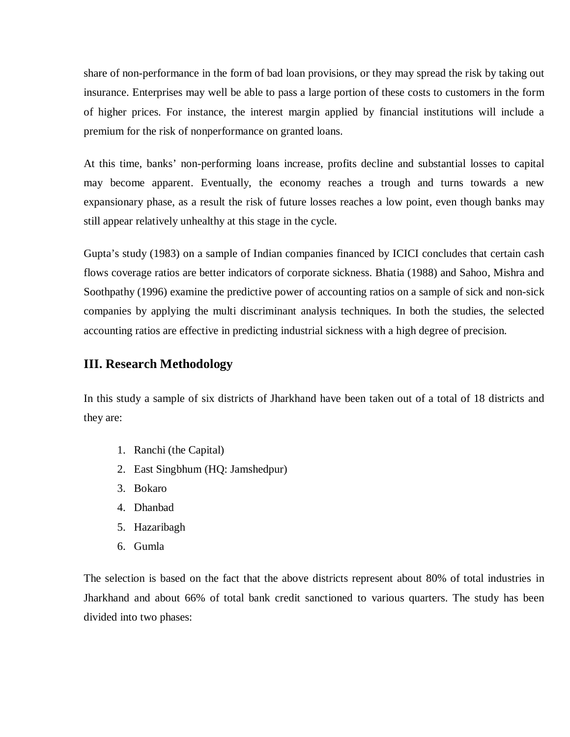share of non-performance in the form of bad loan provisions, or they may spread the risk by taking out insurance. Enterprises may well be able to pass a large portion of these costs to customers in the form of higher prices. For instance, the interest margin applied by financial institutions will include a premium for the risk of nonperformance on granted loans.

At this time, banks' non-performing loans increase, profits decline and substantial losses to capital may become apparent. Eventually, the economy reaches a trough and turns towards a new expansionary phase, as a result the risk of future losses reaches a low point, even though banks may still appear relatively unhealthy at this stage in the cycle.

Gupta's study (1983) on a sample of Indian companies financed by ICICI concludes that certain cash flows coverage ratios are better indicators of corporate sickness. Bhatia (1988) and Sahoo, Mishra and Soothpathy (1996) examine the predictive power of accounting ratios on a sample of sick and non-sick companies by applying the multi discriminant analysis techniques. In both the studies, the selected accounting ratios are effective in predicting industrial sickness with a high degree of precision.

## III. Research Methodology

In this study a sample of six districts of Jharkhand have been taken out of a total of 18 districts and they are:

1. Ranchi (the Capital)
2. East Singbhum (HQ: Jamshedpur)
3. Bokaro
4. Dhanbad
5. Hazaribagh
6. Gumla

The selection is based on the fact that the above districts represent about 80% of total industries in Jharkhand and about 66% of total bank credit sanctioned to various quarters. The study has been divided into two phases: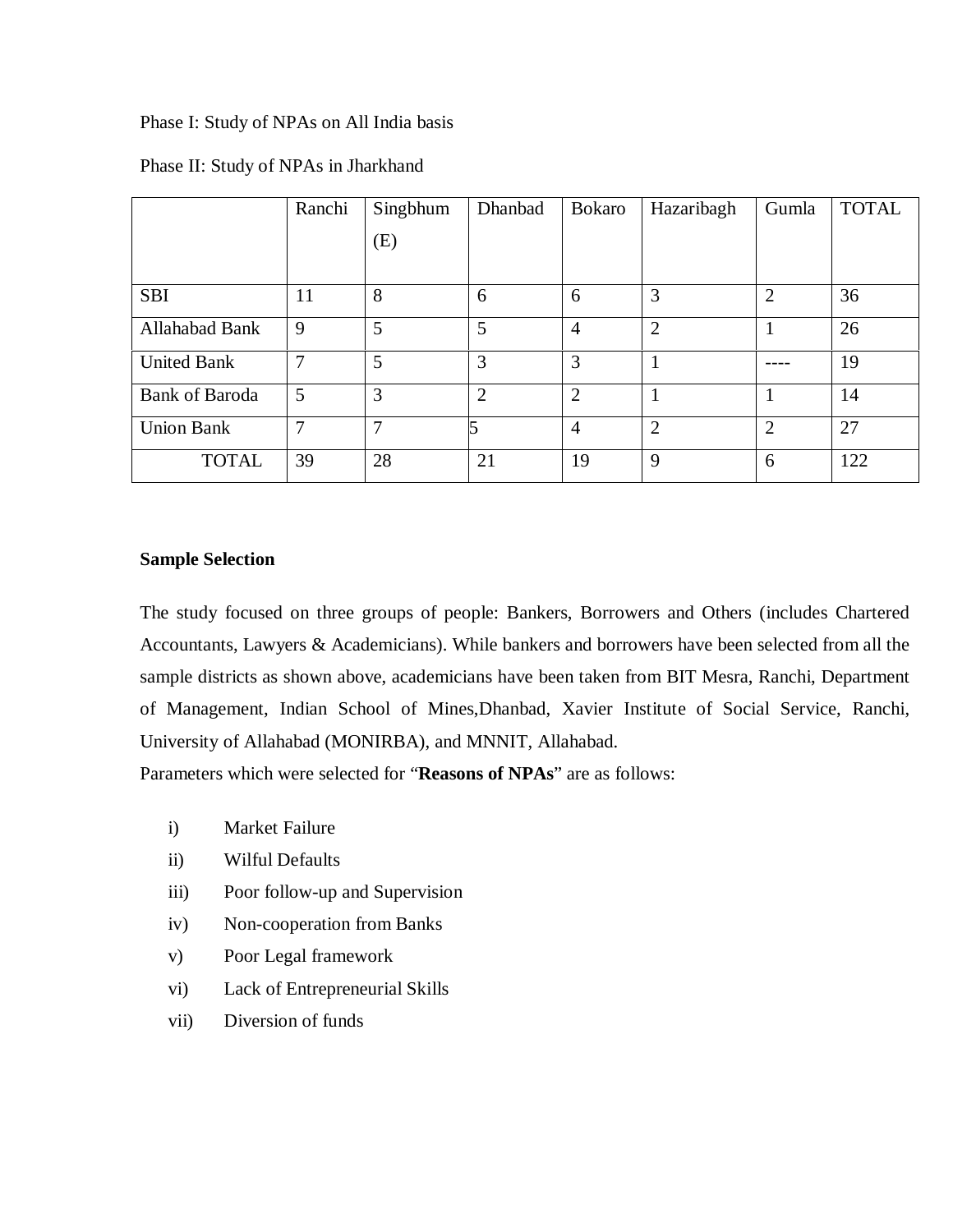Phase I: Study of NPAs on All India basis

Phase II: Study of NPAs in Jharkhand

| | Ranchi | Singbhum (E) | Dhanbad | Bokaro | Hazaribagh | Gumla | TOTAL |
|---|---|---|---|---|---|---|---|
| SBI | 11 | 8 | 6 | 6 | 3 | 2 | 36 |
| Allahabad Bank | 9 | 5 | 5 | 4 | 2 | 1 | 26 |
| United Bank | 7 | 5 | 3 | 3 | 1 | ---- | 19 |
| Bank of Baroda | 5 | 3 | 2 | 2 | 1 | 1 | 14 |
| Union Bank | 7 | 7 | 5 | 4 | 2 | 2 | 27 |
| TOTAL | 39 | 28 | 21 | 19 | 9 | 6 | 122 |

**Sample Selection**

The study focused on three groups of people: Bankers, Borrowers and Others (includes Chartered Accountants, Lawyers & Academicians). While bankers and borrowers have been selected from all the sample districts as shown above, academicians have been taken from BIT Mesra, Ranchi, Department of Management, Indian School of Mines,Dhanbad, Xavier Institute of Social Service, Ranchi, University of Allahabad (MONIRBA), and MNNIT, Allahabad.

Parameters which were selected for "**Reasons of NPAs**" are as follows:

i) Market Failure

ii) Wilful Defaults

iii) Poor follow-up and Supervision

iv) Non-cooperation from Banks

v) Poor Legal framework

vi) Lack of Entrepreneurial Skills

vii) Diversion of funds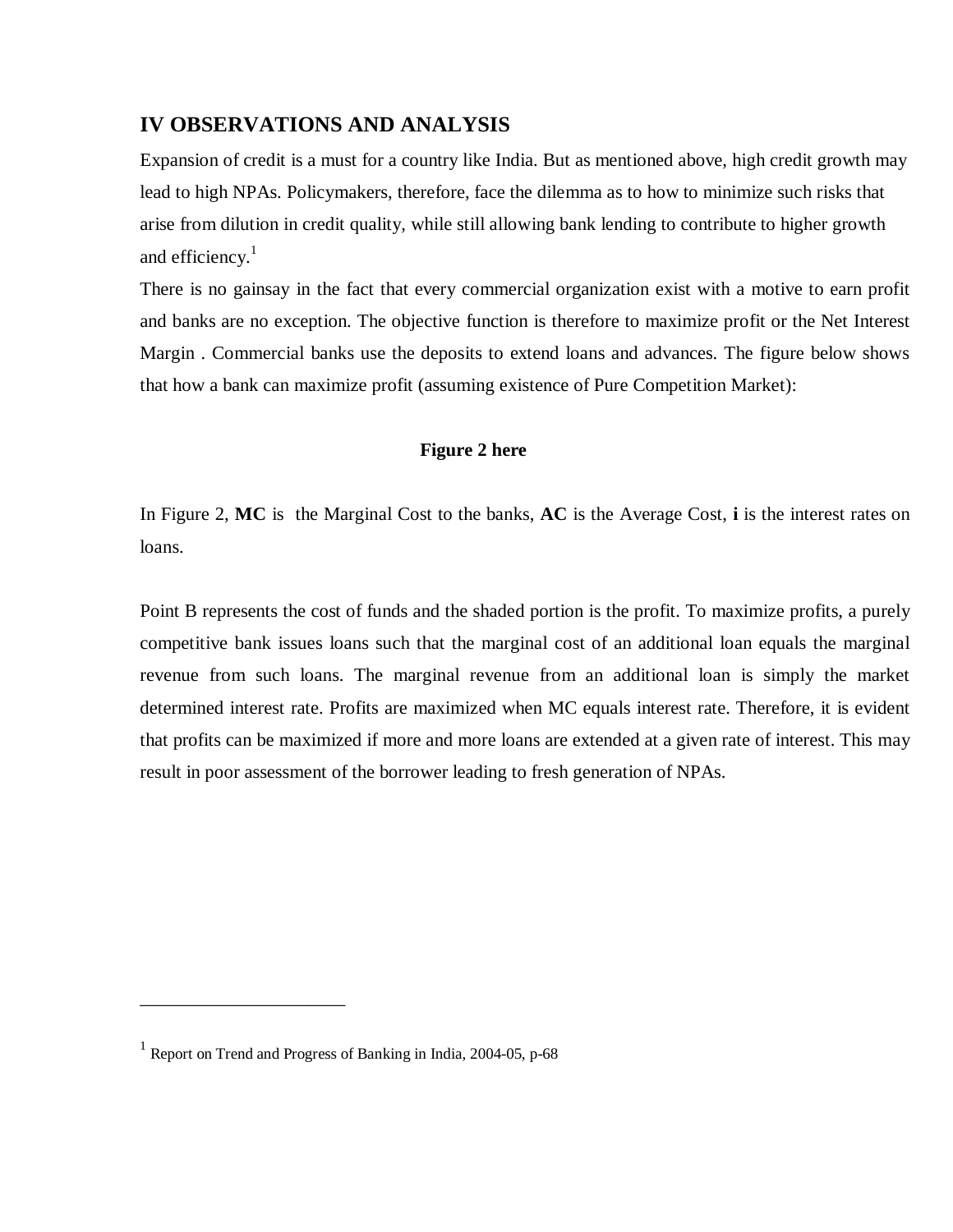## IV OBSERVATIONS AND ANALYSIS

Expansion of credit is a must for a country like India. But as mentioned above, high credit growth may lead to high NPAs. Policymakers, therefore, face the dilemma as to how to minimize such risks that arise from dilution in credit quality, while still allowing bank lending to contribute to higher growth and efficiency.[1]

There is no gainsay in the fact that every commercial organization exist with a motive to earn profit and banks are no exception. The objective function is therefore to maximize profit or the Net Interest Margin . Commercial banks use the deposits to extend loans and advances. The figure below shows that how a bank can maximize profit (assuming existence of Pure Competition Market):

**Figure 2 here**

In Figure 2, **MC** is the Marginal Cost to the banks, **AC** is the Average Cost, **i** is the interest rates on loans.

Point B represents the cost of funds and the shaded portion is the profit. To maximize profits, a purely competitive bank issues loans such that the marginal cost of an additional loan equals the marginal revenue from such loans. The marginal revenue from an additional loan is simply the market determined interest rate. Profits are maximized when MC equals interest rate. Therefore, it is evident that profits can be maximized if more and more loans are extended at a given rate of interest. This may result in poor assessment of the borrower leading to fresh generation of NPAs.

---

[1] Report on Trend and Progress of Banking in India, 2004-05, p-68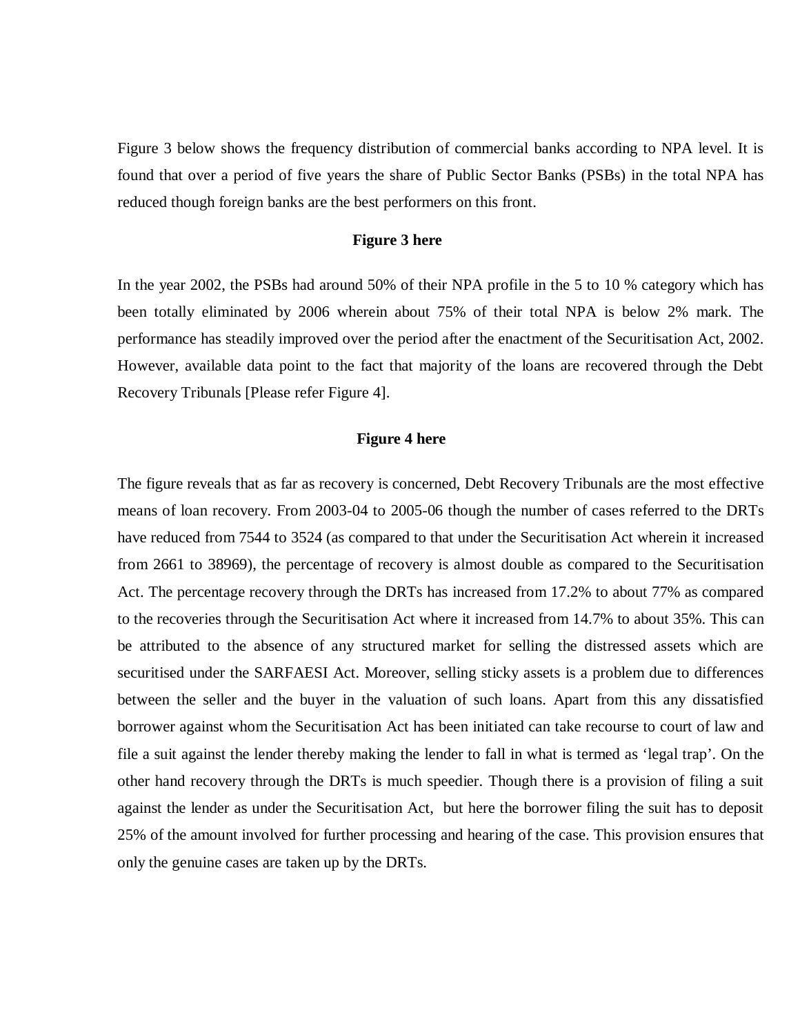Figure 3 below shows the frequency distribution of commercial banks according to NPA level. It is found that over a period of five years the share of Public Sector Banks (PSBs) in the total NPA has reduced though foreign banks are the best performers on this front.

**Figure 3 here**

In the year 2002, the PSBs had around 50% of their NPA profile in the 5 to 10 % category which has been totally eliminated by 2006 wherein about 75% of their total NPA is below 2% mark. The performance has steadily improved over the period after the enactment of the Securitisation Act, 2002. However, available data point to the fact that majority of the loans are recovered through the Debt Recovery Tribunals [Please refer Figure 4].

**Figure 4 here**

The figure reveals that as far as recovery is concerned, Debt Recovery Tribunals are the most effective means of loan recovery. From 2003-04 to 2005-06 though the number of cases referred to the DRTs have reduced from 7544 to 3524 (as compared to that under the Securitisation Act wherein it increased from 2661 to 38969), the percentage of recovery is almost double as compared to the Securitisation Act. The percentage recovery through the DRTs has increased from 17.2% to about 77% as compared to the recoveries through the Securitisation Act where it increased from 14.7% to about 35%. This can be attributed to the absence of any structured market for selling the distressed assets which are securitised under the SARFAESI Act. Moreover, selling sticky assets is a problem due to differences between the seller and the buyer in the valuation of such loans. Apart from this any dissatisfied borrower against whom the Securitisation Act has been initiated can take recourse to court of law and file a suit against the lender thereby making the lender to fall in what is termed as 'legal trap'. On the other hand recovery through the DRTs is much speedier. Though there is a provision of filing a suit against the lender as under the Securitisation Act, but here the borrower filing the suit has to deposit 25% of the amount involved for further processing and hearing of the case. This provision ensures that only the genuine cases are taken up by the DRTs.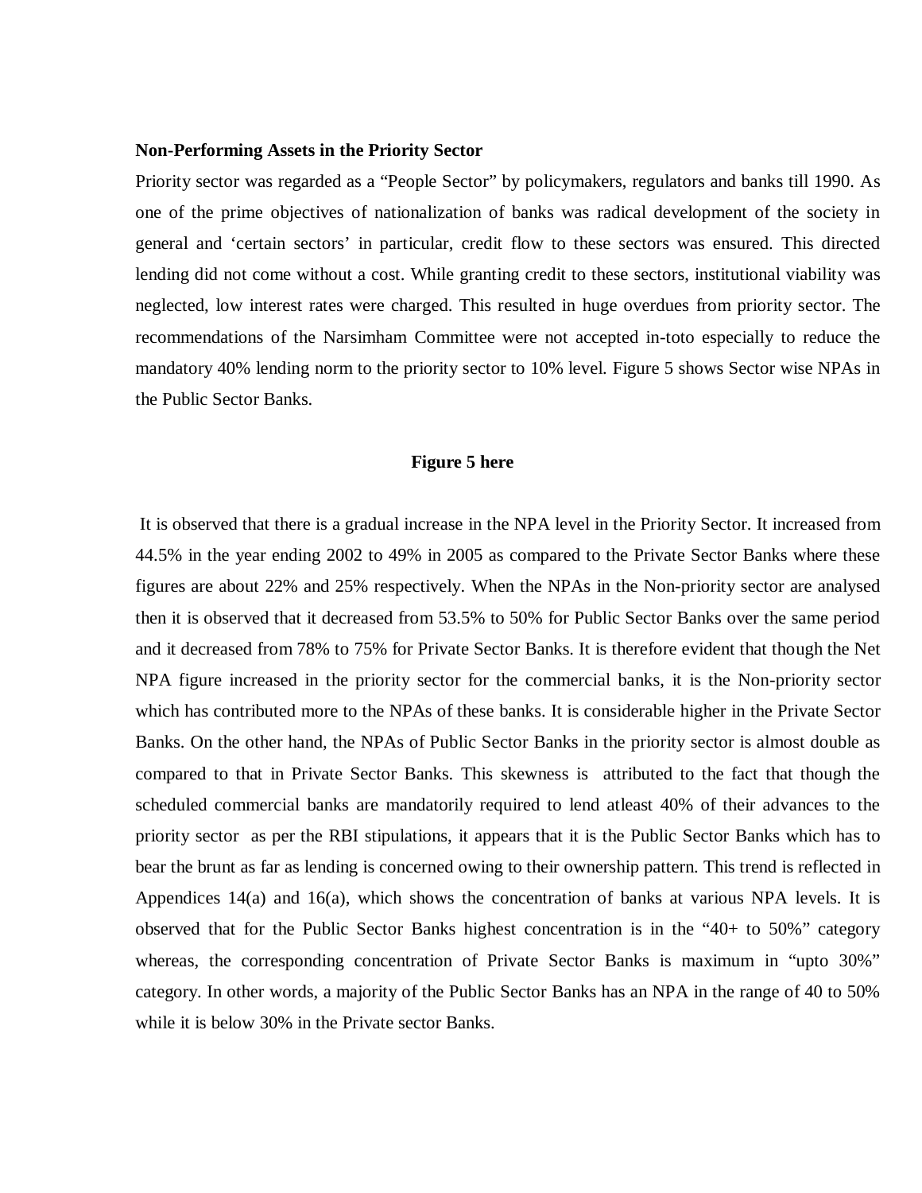**Non-Performing Assets in the Priority Sector**

Priority sector was regarded as a "People Sector" by policymakers, regulators and banks till 1990. As one of the prime objectives of nationalization of banks was radical development of the society in general and 'certain sectors' in particular, credit flow to these sectors was ensured. This directed lending did not come without a cost. While granting credit to these sectors, institutional viability was neglected, low interest rates were charged. This resulted in huge overdues from priority sector. The recommendations of the Narsimham Committee were not accepted in-toto especially to reduce the mandatory 40% lending norm to the priority sector to 10% level. Figure 5 shows Sector wise NPAs in the Public Sector Banks.

**Figure 5 here**

It is observed that there is a gradual increase in the NPA level in the Priority Sector. It increased from 44.5% in the year ending 2002 to 49% in 2005 as compared to the Private Sector Banks where these figures are about 22% and 25% respectively. When the NPAs in the Non-priority sector are analysed then it is observed that it decreased from 53.5% to 50% for Public Sector Banks over the same period and it decreased from 78% to 75% for Private Sector Banks. It is therefore evident that though the Net NPA figure increased in the priority sector for the commercial banks, it is the Non-priority sector which has contributed more to the NPAs of these banks. It is considerable higher in the Private Sector Banks. On the other hand, the NPAs of Public Sector Banks in the priority sector is almost double as compared to that in Private Sector Banks. This skewness is attributed to the fact that though the scheduled commercial banks are mandatorily required to lend atleast 40% of their advances to the priority sector as per the RBI stipulations, it appears that it is the Public Sector Banks which has to bear the brunt as far as lending is concerned owing to their ownership pattern. This trend is reflected in Appendices 14(a) and 16(a), which shows the concentration of banks at various NPA levels. It is observed that for the Public Sector Banks highest concentration is in the "40+ to 50%" category whereas, the corresponding concentration of Private Sector Banks is maximum in "upto 30%" category. In other words, a majority of the Public Sector Banks has an NPA in the range of 40 to 50% while it is below 30% in the Private sector Banks.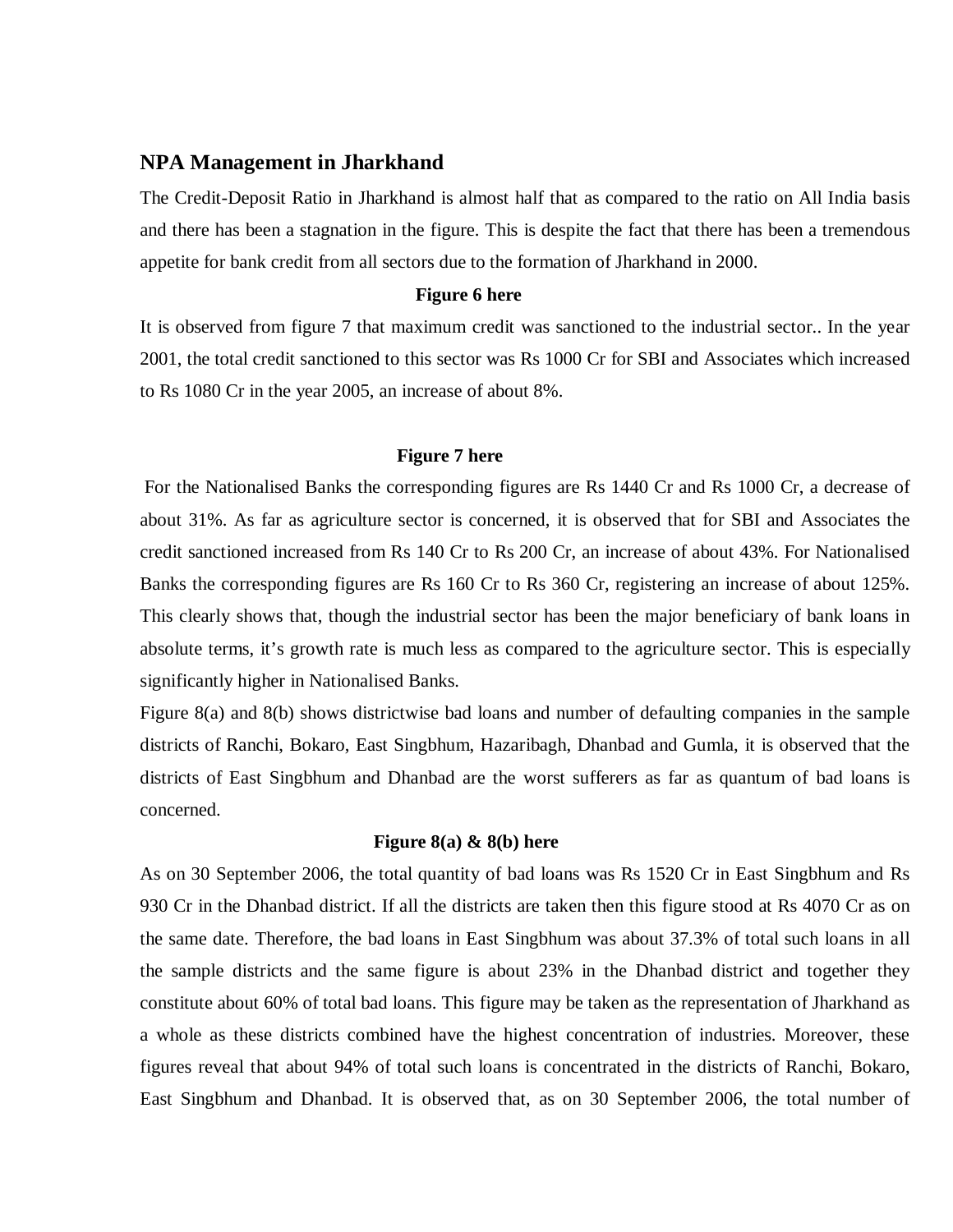## NPA Management in Jharkhand

The Credit-Deposit Ratio in Jharkhand is almost half that as compared to the ratio on All India basis and there has been a stagnation in the figure. This is despite the fact that there has been a tremendous appetite for bank credit from all sectors due to the formation of Jharkhand in 2000.

**Figure 6 here**

It is observed from figure 7 that maximum credit was sanctioned to the industrial sector.. In the year 2001, the total credit sanctioned to this sector was Rs 1000 Cr for SBI and Associates which increased to Rs 1080 Cr in the year 2005, an increase of about 8%.

**Figure 7 here**

For the Nationalised Banks the corresponding figures are Rs 1440 Cr and Rs 1000 Cr, a decrease of about 31%. As far as agriculture sector is concerned, it is observed that for SBI and Associates the credit sanctioned increased from Rs 140 Cr to Rs 200 Cr, an increase of about 43%. For Nationalised Banks the corresponding figures are Rs 160 Cr to Rs 360 Cr, registering an increase of about 125%. This clearly shows that, though the industrial sector has been the major beneficiary of bank loans in absolute terms, it's growth rate is much less as compared to the agriculture sector. This is especially significantly higher in Nationalised Banks.

Figure 8(a) and 8(b) shows districtwise bad loans and number of defaulting companies in the sample districts of Ranchi, Bokaro, East Singbhum, Hazaribagh, Dhanbad and Gumla, it is observed that the districts of East Singbhum and Dhanbad are the worst sufferers as far as quantum of bad loans is concerned.

**Figure 8(a) & 8(b) here**

As on 30 September 2006, the total quantity of bad loans was Rs 1520 Cr in East Singbhum and Rs 930 Cr in the Dhanbad district. If all the districts are taken then this figure stood at Rs 4070 Cr as on the same date. Therefore, the bad loans in East Singbhum was about 37.3% of total such loans in all the sample districts and the same figure is about 23% in the Dhanbad district and together they constitute about 60% of total bad loans. This figure may be taken as the representation of Jharkhand as a whole as these districts combined have the highest concentration of industries. Moreover, these figures reveal that about 94% of total such loans is concentrated in the districts of Ranchi, Bokaro, East Singbhum and Dhanbad. It is observed that, as on 30 September 2006, the total number of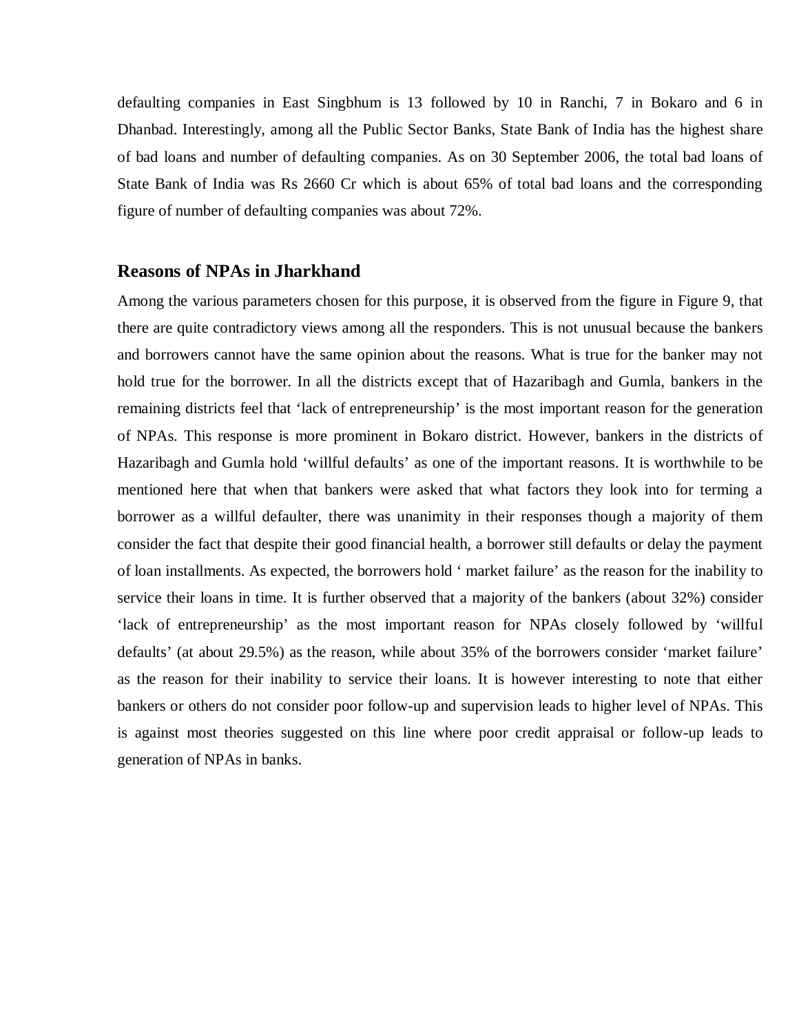defaulting companies in East Singbhum is 13 followed by 10 in Ranchi, 7 in Bokaro and 6 in Dhanbad. Interestingly, among all the Public Sector Banks, State Bank of India has the highest share of bad loans and number of defaulting companies. As on 30 September 2006, the total bad loans of State Bank of India was Rs 2660 Cr which is about 65% of total bad loans and the corresponding figure of number of defaulting companies was about 72%.

## Reasons of NPAs in Jharkhand

Among the various parameters chosen for this purpose, it is observed from the figure in Figure 9, that there are quite contradictory views among all the responders. This is not unusual because the bankers and borrowers cannot have the same opinion about the reasons. What is true for the banker may not hold true for the borrower. In all the districts except that of Hazaribagh and Gumla, bankers in the remaining districts feel that 'lack of entrepreneurship' is the most important reason for the generation of NPAs. This response is more prominent in Bokaro district. However, bankers in the districts of Hazaribagh and Gumla hold 'willful defaults' as one of the important reasons. It is worthwhile to be mentioned here that when that bankers were asked that what factors they look into for terming a borrower as a willful defaulter, there was unanimity in their responses though a majority of them consider the fact that despite their good financial health, a borrower still defaults or delay the payment of loan installments. As expected, the borrowers hold ' market failure' as the reason for the inability to service their loans in time. It is further observed that a majority of the bankers (about 32%) consider 'lack of entrepreneurship' as the most important reason for NPAs closely followed by 'willful defaults' (at about 29.5%) as the reason, while about 35% of the borrowers consider 'market failure' as the reason for their inability to service their loans. It is however interesting to note that either bankers or others do not consider poor follow-up and supervision leads to higher level of NPAs. This is against most theories suggested on this line where poor credit appraisal or follow-up leads to generation of NPAs in banks.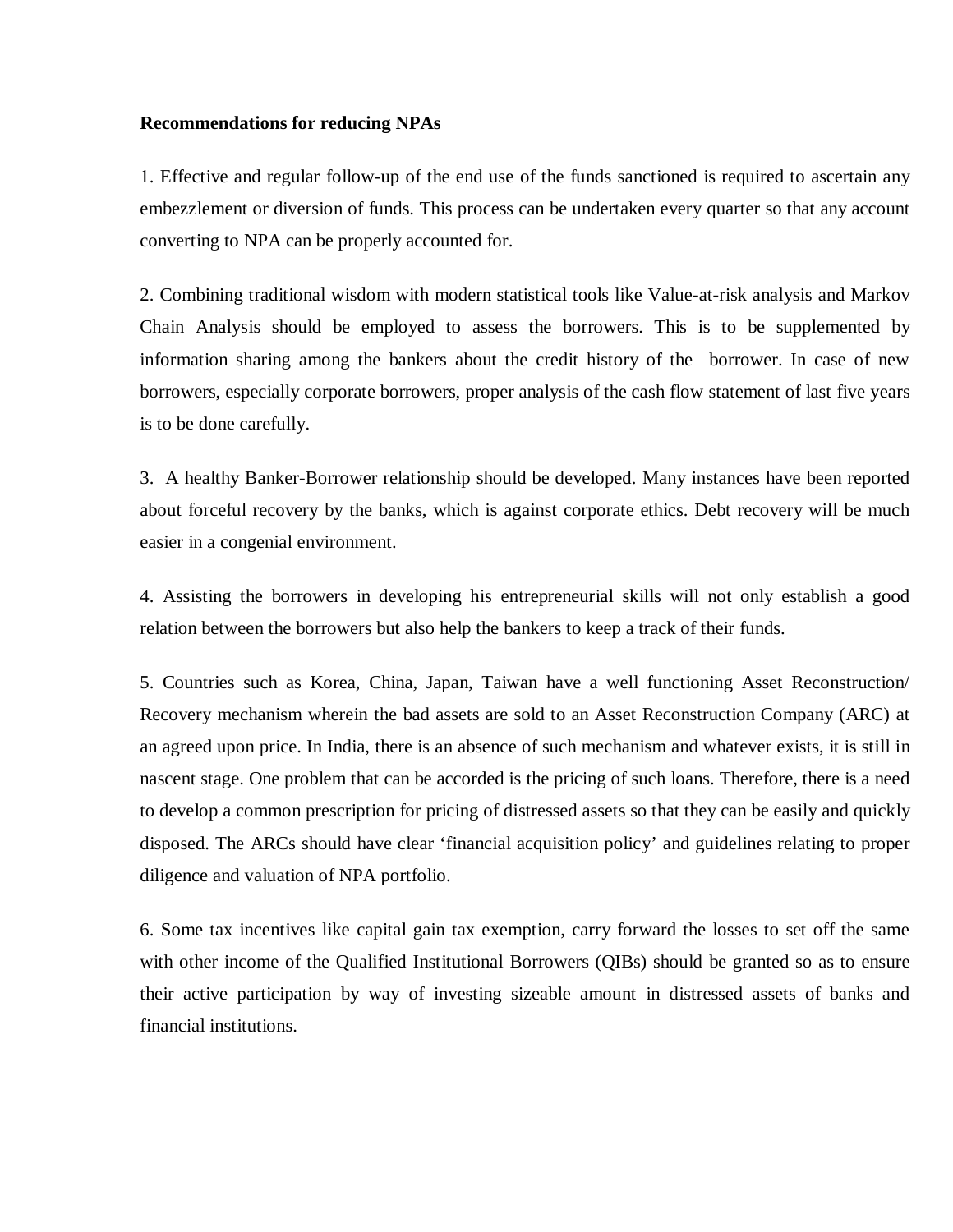**Recommendations for reducing NPAs**

1. Effective and regular follow-up of the end use of the funds sanctioned is required to ascertain any embezzlement or diversion of funds. This process can be undertaken every quarter so that any account converting to NPA can be properly accounted for.

2. Combining traditional wisdom with modern statistical tools like Value-at-risk analysis and Markov Chain Analysis should be employed to assess the borrowers. This is to be supplemented by information sharing among the bankers about the credit history of the borrower. In case of new borrowers, especially corporate borrowers, proper analysis of the cash flow statement of last five years is to be done carefully.

3. A healthy Banker-Borrower relationship should be developed. Many instances have been reported about forceful recovery by the banks, which is against corporate ethics. Debt recovery will be much easier in a congenial environment.

4. Assisting the borrowers in developing his entrepreneurial skills will not only establish a good relation between the borrowers but also help the bankers to keep a track of their funds.

5. Countries such as Korea, China, Japan, Taiwan have a well functioning Asset Reconstruction/ Recovery mechanism wherein the bad assets are sold to an Asset Reconstruction Company (ARC) at an agreed upon price. In India, there is an absence of such mechanism and whatever exists, it is still in nascent stage. One problem that can be accorded is the pricing of such loans. Therefore, there is a need to develop a common prescription for pricing of distressed assets so that they can be easily and quickly disposed. The ARCs should have clear 'financial acquisition policy' and guidelines relating to proper diligence and valuation of NPA portfolio.

6. Some tax incentives like capital gain tax exemption, carry forward the losses to set off the same with other income of the Qualified Institutional Borrowers (QIBs) should be granted so as to ensure their active participation by way of investing sizeable amount in distressed assets of banks and financial institutions.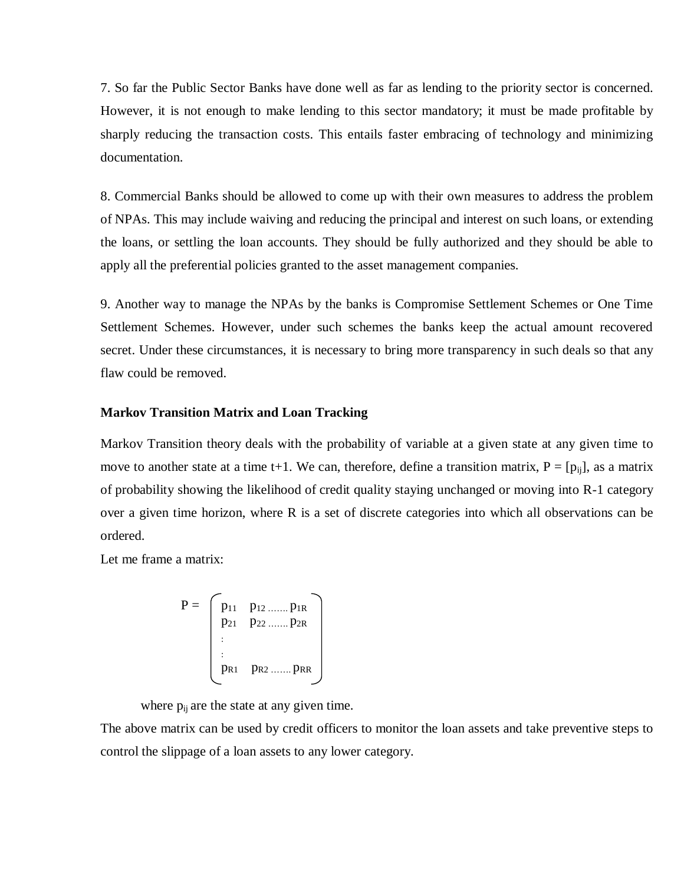7. So far the Public Sector Banks have done well as far as lending to the priority sector is concerned. However, it is not enough to make lending to this sector mandatory; it must be made profitable by sharply reducing the transaction costs. This entails faster embracing of technology and minimizing documentation.

8. Commercial Banks should be allowed to come up with their own measures to address the problem of NPAs. This may include waiving and reducing the principal and interest on such loans, or extending the loans, or settling the loan accounts. They should be fully authorized and they should be able to apply all the preferential policies granted to the asset management companies.

9. Another way to manage the NPAs by the banks is Compromise Settlement Schemes or One Time Settlement Schemes. However, under such schemes the banks keep the actual amount recovered secret. Under these circumstances, it is necessary to bring more transparency in such deals so that any flaw could be removed.

**Markov Transition Matrix and Loan Tracking**

Markov Transition theory deals with the probability of variable at a given state at any given time to move to another state at a time t+1. We can, therefore, define a transition matrix, $P = [p_{ij}]$, as a matrix of probability showing the likelihood of credit quality staying unchanged or moving into R-1 category over a given time horizon, where R is a set of discrete categories into which all observations can be ordered.

Let me frame a matrix:

$$P = \begin{pmatrix} p_{11} & p_{12} \ldots\ldots p_{1R} \\ p_{21} & p_{22} \ldots\ldots p_{2R} \\ \vdots & \\ \vdots & \\ p_{R1} & p_{R2} \ldots\ldots p_{RR} \end{pmatrix}$$

where $p_{ij}$ are the state at any given time.

The above matrix can be used by credit officers to monitor the loan assets and take preventive steps to control the slippage of a loan assets to any lower category.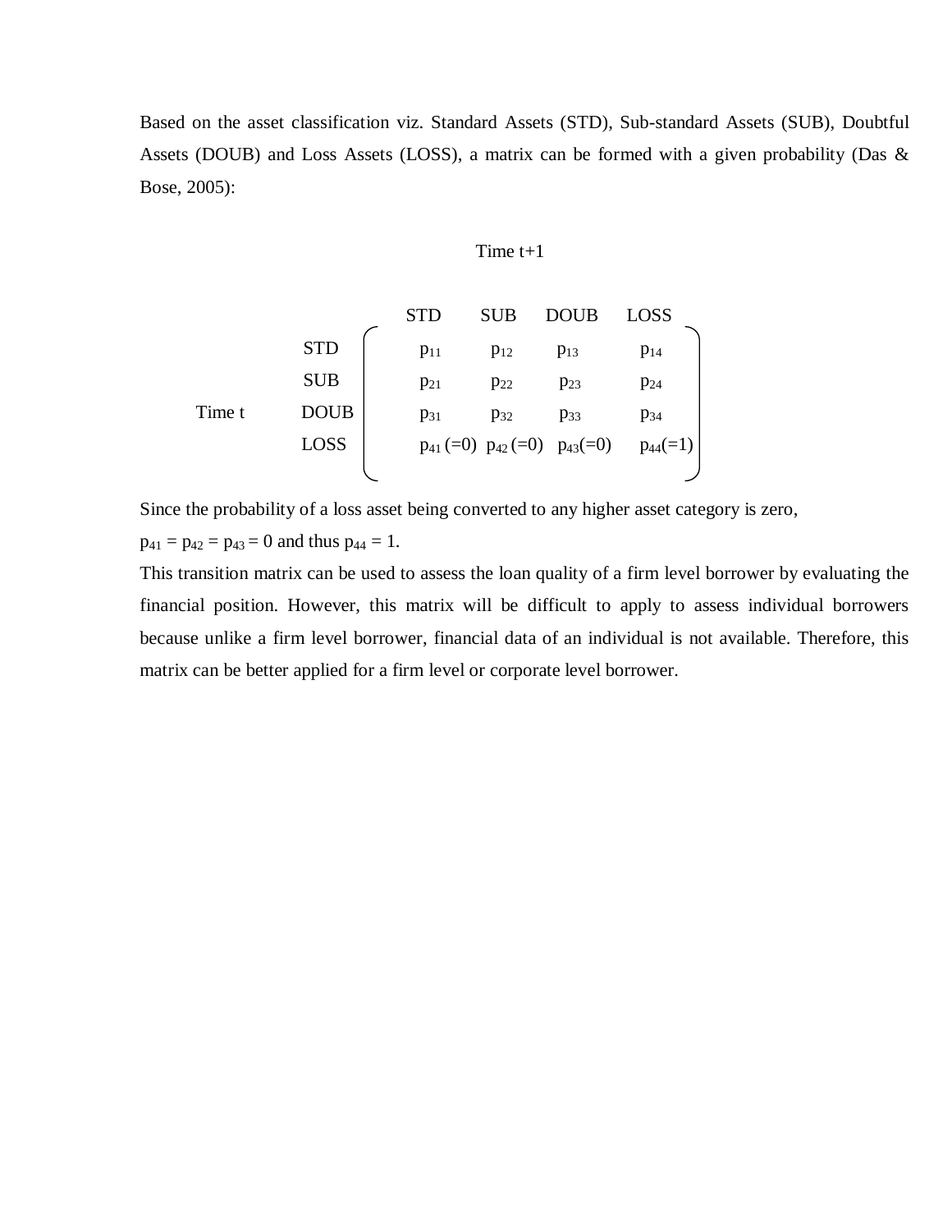Based on the asset classification viz. Standard Assets (STD), Sub-standard Assets (SUB), Doubtful Assets (DOUB) and Loss Assets (LOSS), a matrix can be formed with a given probability (Das & Bose, 2005):

$$
\text{Time } t \quad
\begin{array}{c}
\\
\text{STD} \\
\text{SUB} \\
\text{DOUB} \\
\text{LOSS}
\end{array}
\overset{\text{Time } t+1}{
\begin{array}{c}
\begin{array}{cccc}
\text{STD} & \text{SUB} & \text{DOUB} & \text{LOSS}
\end{array} \\
\begin{pmatrix}
p_{11} & p_{12} & p_{13} & p_{14} \\
p_{21} & p_{22} & p_{23} & p_{24} \\
p_{31} & p_{32} & p_{33} & p_{34} \\
p_{41}(=0) & p_{42}(=0) & p_{43}(=0) & p_{44}(=1)
\end{pmatrix}
\end{array}
}
$$

Since the probability of a loss asset being converted to any higher asset category is zero,

$p_{41} = p_{42} = p_{43} = 0$ and thus $p_{44} = 1$.

This transition matrix can be used to assess the loan quality of a firm level borrower by evaluating the financial position. However, this matrix will be difficult to apply to assess individual borrowers because unlike a firm level borrower, financial data of an individual is not available. Therefore, this matrix can be better applied for a firm level or corporate level borrower.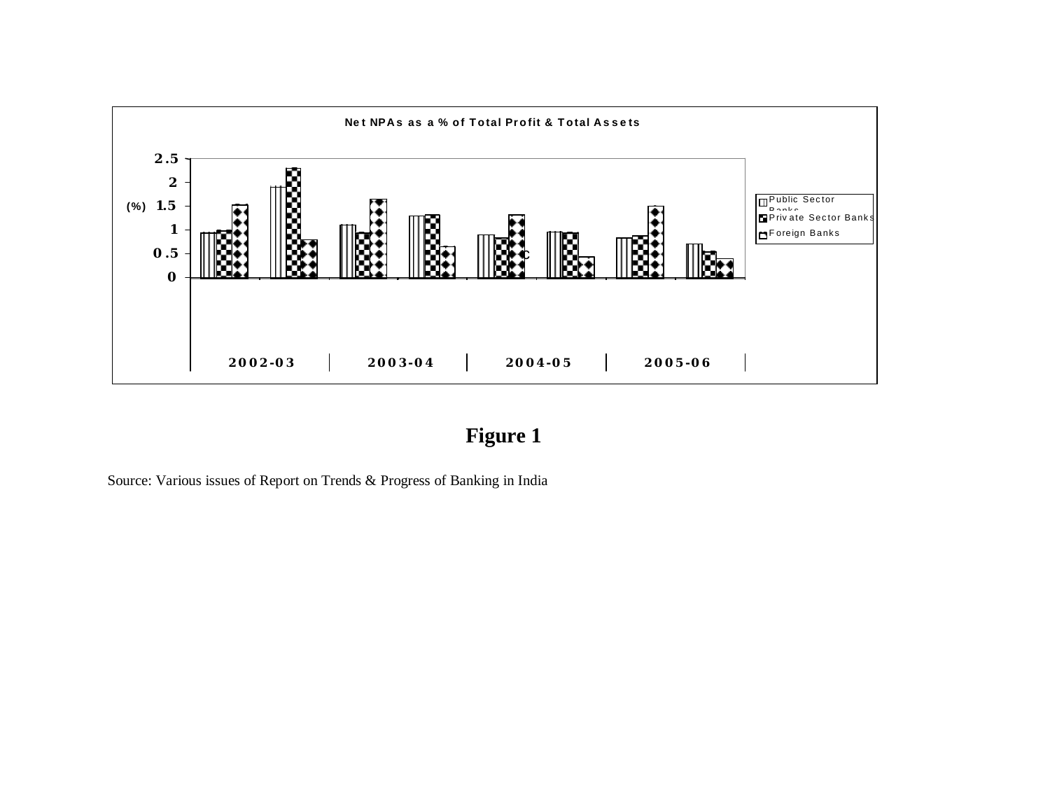**Net NPAs as a % of Total Profit & Total Assets**

(%)

2.5
2
1.5
1
0.5
0

2002-03 | 2003-04 | 2004-05 | 2005-06

Public Sector Banks
Private Sector Banks
Foreign Banks

**Figure 1**

Source: Various issues of Report on Trends & Progress of Banking in India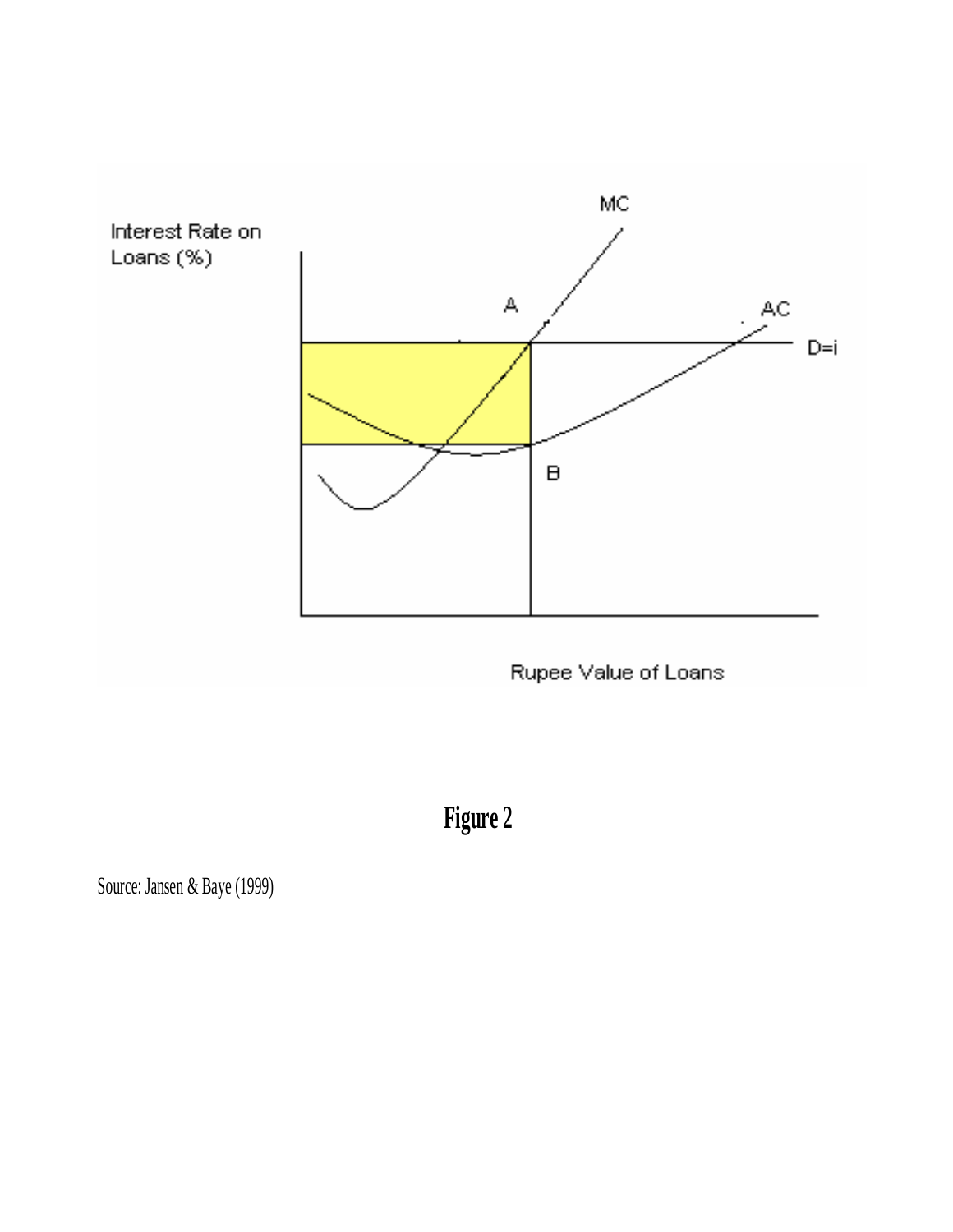**Figure 2**

Source: Jansen & Baye (1999)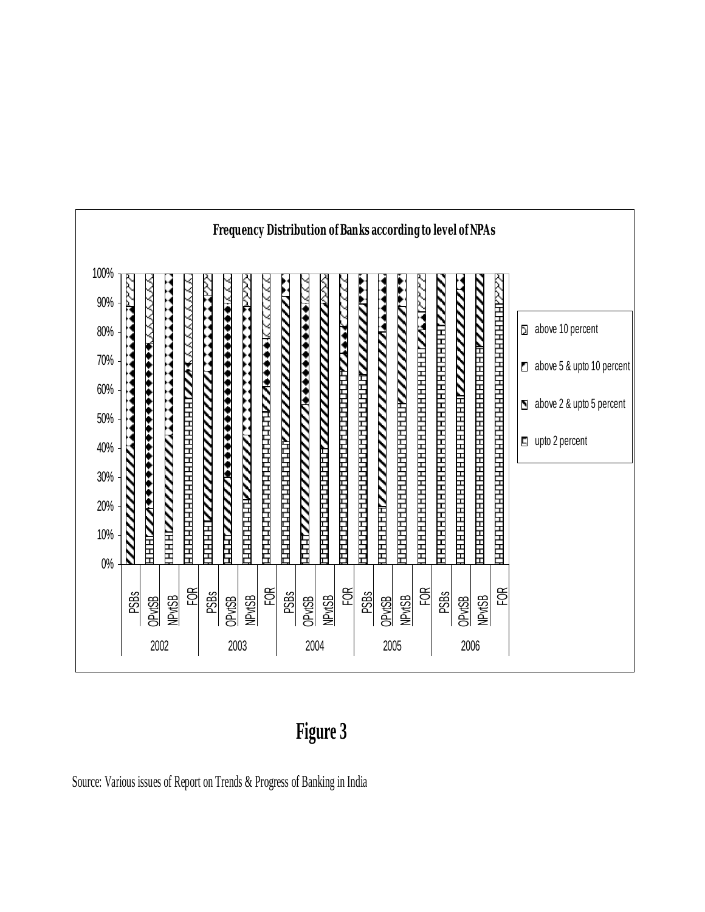**Frequency Distribution of Banks according to level of NPAs**

# Figure 3

Source: Various issues of Report on Trends & Progress of Banking in India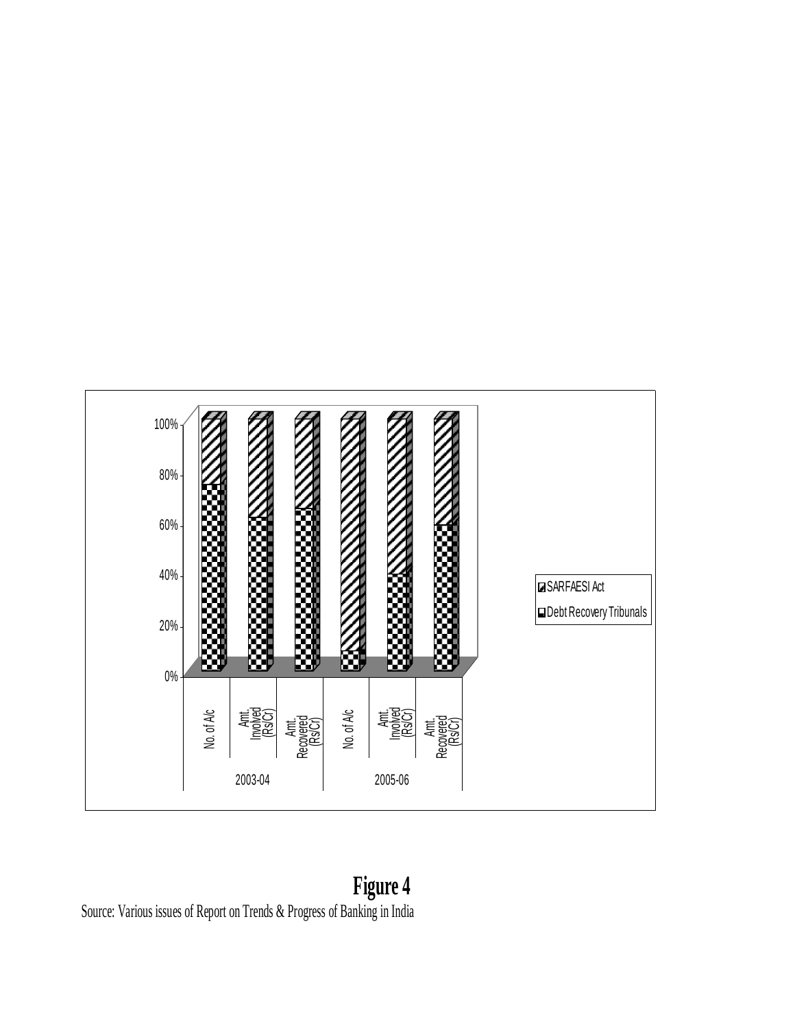**Figure 4**

Source: Various issues of Report on Trends & Progress of Banking in India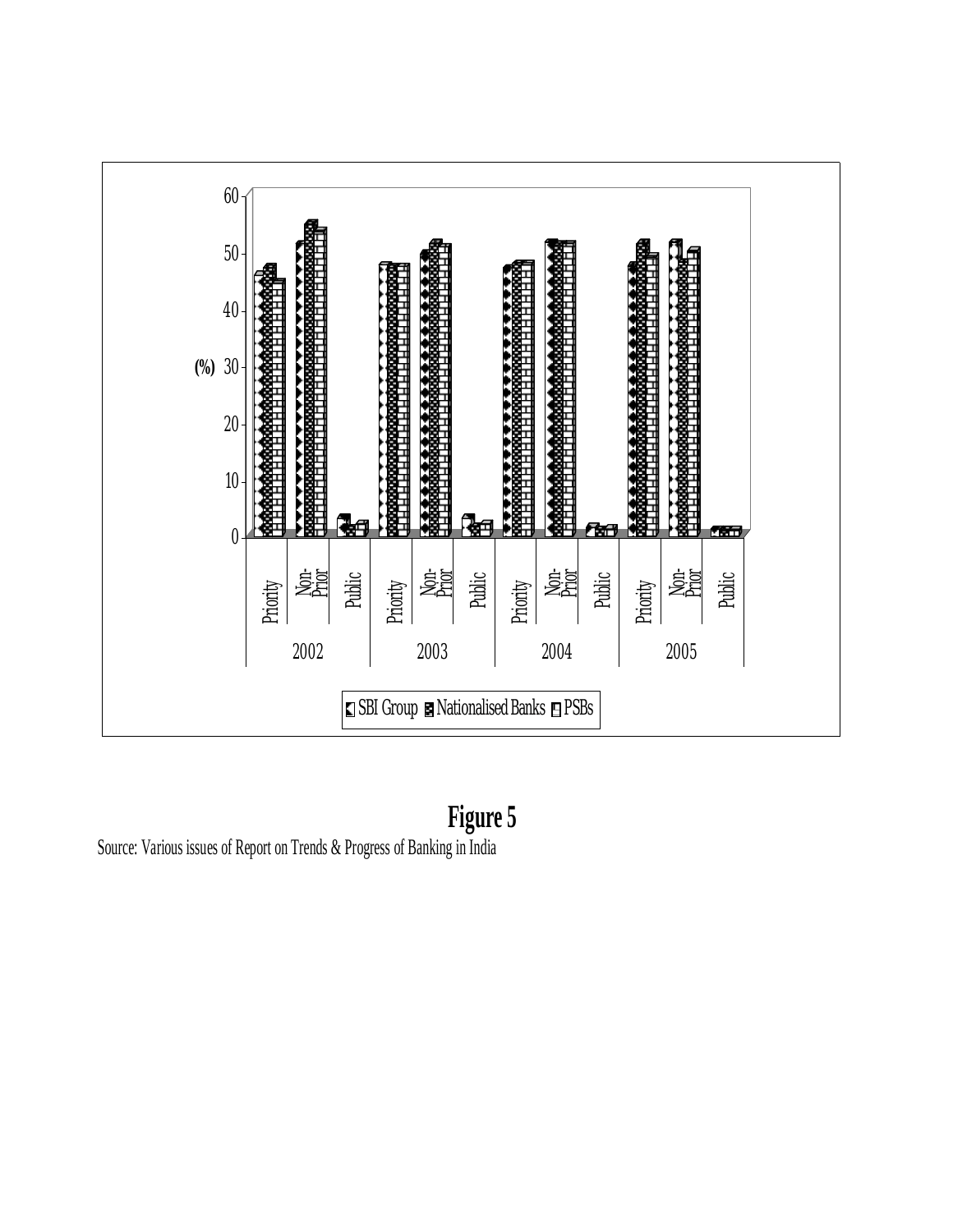**Figure 5**

Source: Various issues of Report on Trends & Progress of Banking in India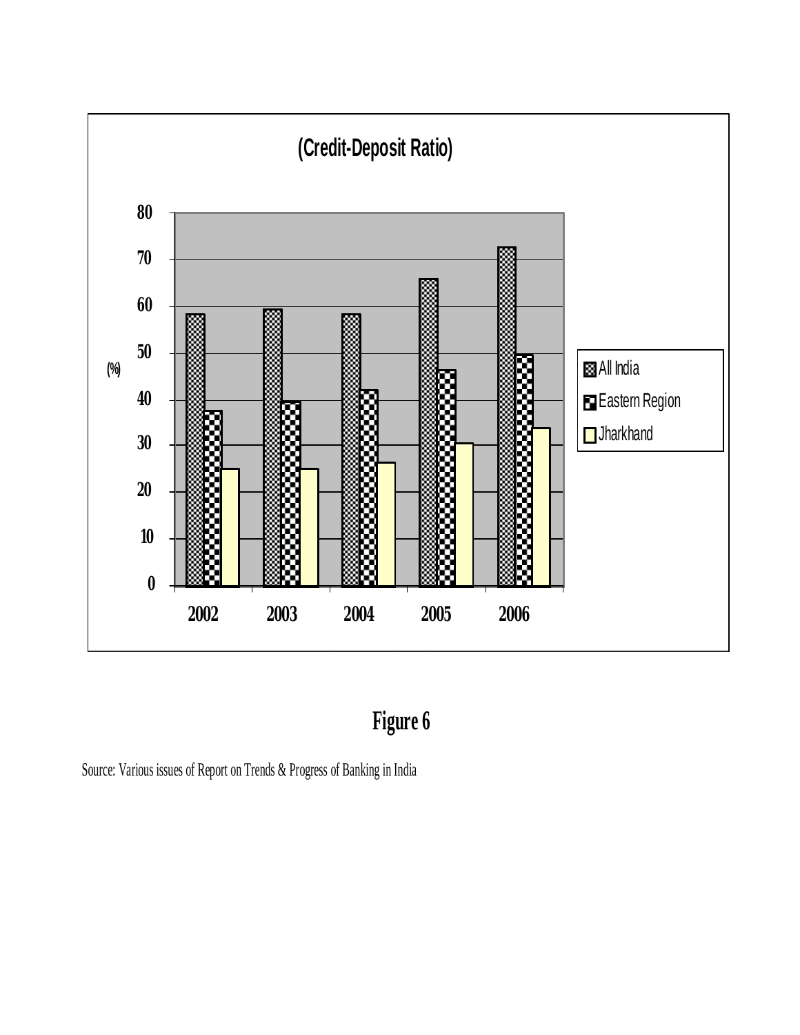**(Credit-Deposit Ratio)**

(%)

80
70
60
50
40
30
20
10
0

2002 2003 2004 2005 2006

All India
Eastern Region
Jharkhand

**Figure 6**

Source: Various issues of Report on Trends & Progress of Banking in India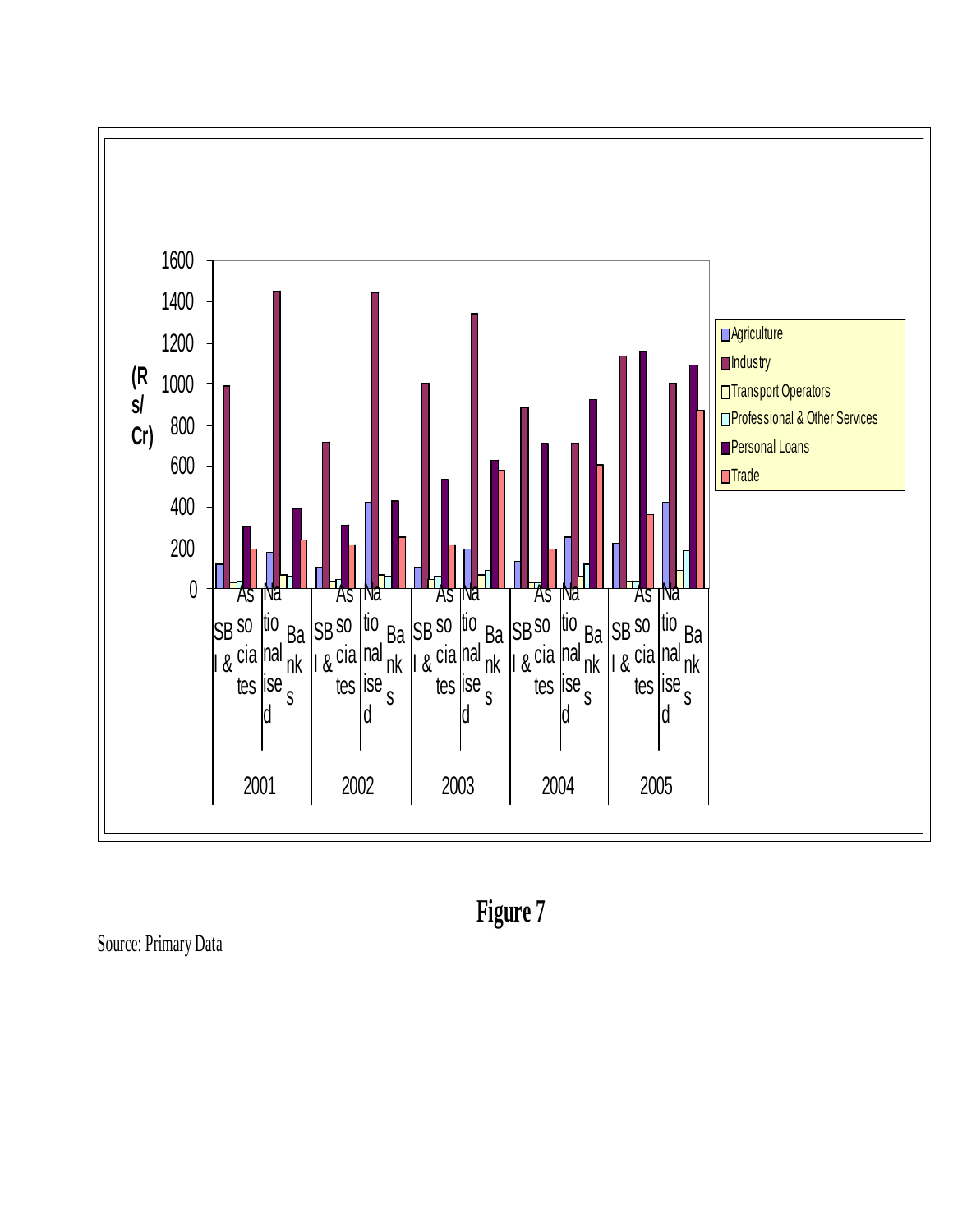Figure 7

Source: Primary Data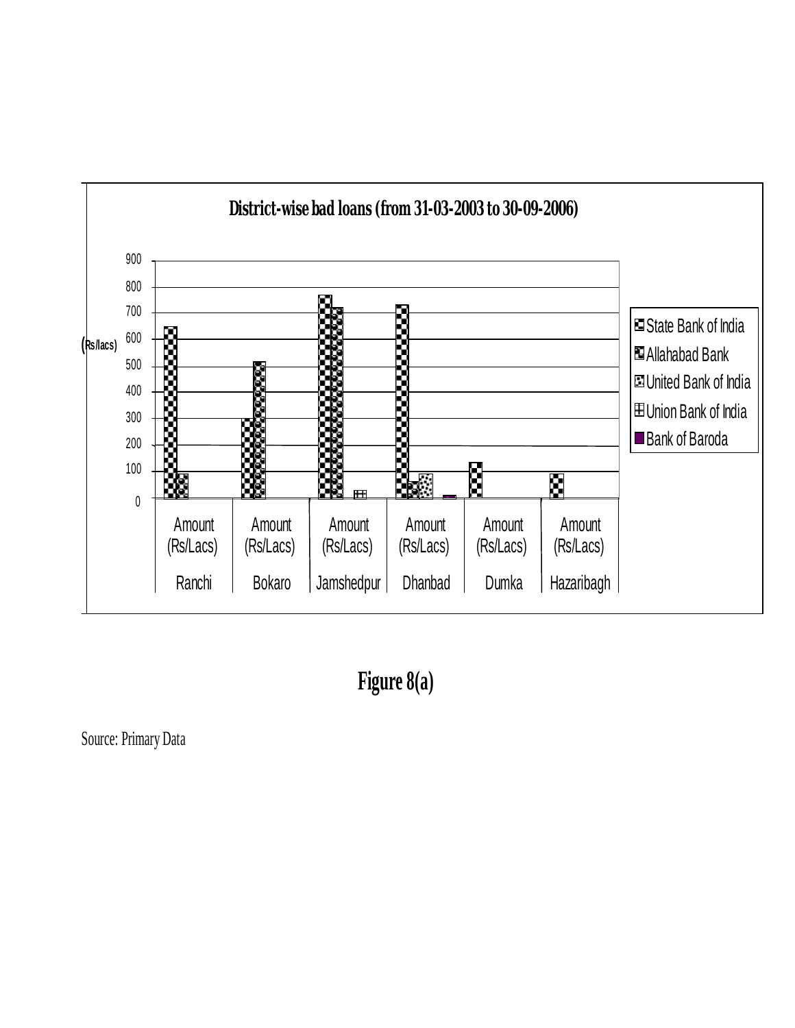District-wise bad loans (from 31-03-2003 to 30-09-2006)

**Figure 8(a)**

Source: Primary Data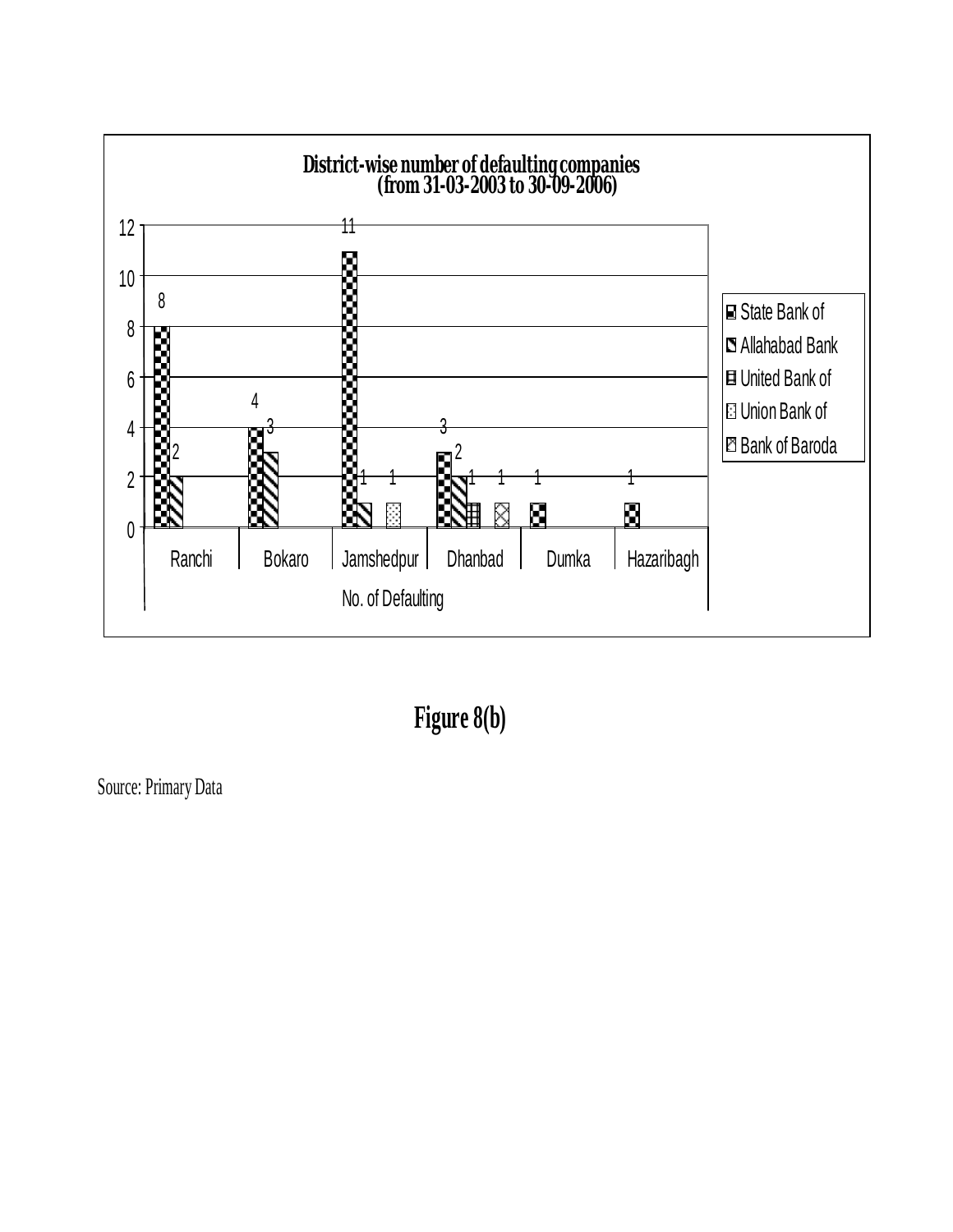**District-wise number of defaulting companies (from 31-03-2003 to 30-09-2006)**

| No. of Defaulting | State Bank of | Allahabad Bank | United Bank of | Union Bank of | Bank of Baroda |
|---|---|---|---|---|---|
| Ranchi | 8 | 2 | | | |
| Bokaro | 4 | 3 | | | |
| Jamshedpur | 11 | 1 | | 1 | |
| Dhanbad | 3 | 2 | 1 | | 1 |
| Dumka | 1 | | | | |
| Hazaribagh | 1 | | | | |

**Figure 8(b)**

Source: Primary Data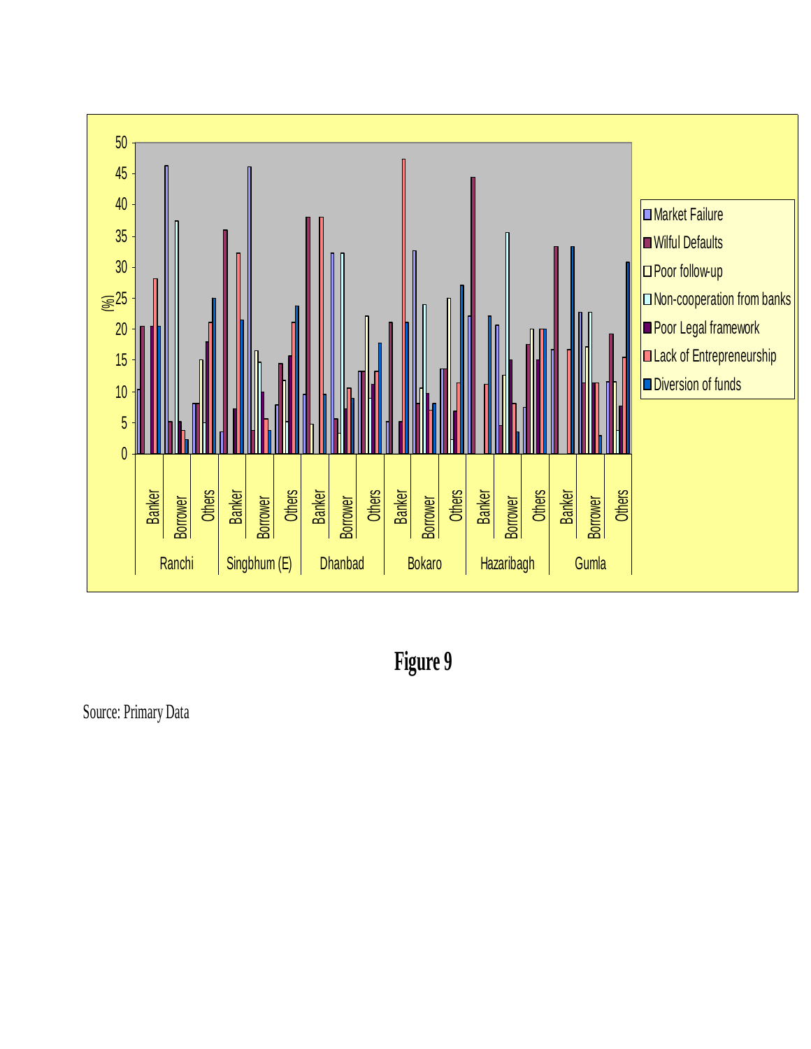**Figure 9**

Source: Primary Data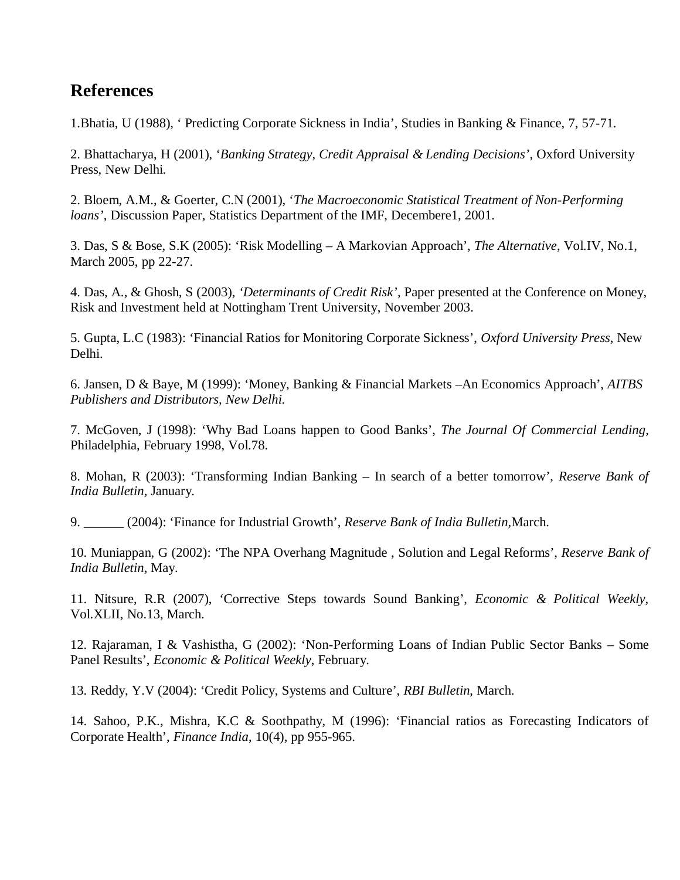## References

1.Bhatia, U (1988), ‘ Predicting Corporate Sickness in India’, Studies in Banking & Finance, 7, 57-71.

2. Bhattacharya, H (2001), ‘*Banking Strategy, Credit Appraisal & Lending Decisions’*, Oxford University Press, New Delhi.

2. Bloem, A.M., & Goerter, C.N (2001), ‘*The Macroeconomic Statistical Treatment of Non-Performing loans’*, Discussion Paper, Statistics Department of the IMF, Decembere1, 2001.

3. Das, S & Bose, S.K (2005): ‘Risk Modelling – A Markovian Approach’, *The Alternative*, Vol.IV, No.1, March 2005, pp 22-27.

4. Das, A., & Ghosh, S (2003), *‘Determinants of Credit Risk’*, Paper presented at the Conference on Money, Risk and Investment held at Nottingham Trent University, November 2003.

5. Gupta, L.C (1983): ‘Financial Ratios for Monitoring Corporate Sickness’, *Oxford University Press*, New Delhi.

6. Jansen, D & Baye, M (1999): ‘Money, Banking & Financial Markets –An Economics Approach’, *AITBS Publishers and Distributors, New Delhi.*

7. McGoven, J (1998): ‘Why Bad Loans happen to Good Banks’, *The Journal Of Commercial Lending*, Philadelphia, February 1998, Vol.78.

8. Mohan, R (2003): ‘Transforming Indian Banking – In search of a better tomorrow’, *Reserve Bank of India Bulletin,* January.

9. ______ (2004): ‘Finance for Industrial Growth’, *Reserve Bank of India Bulletin,*March.

10. Muniappan, G (2002): ‘The NPA Overhang Magnitude , Solution and Legal Reforms’, *Reserve Bank of India Bulletin*, May.

11. Nitsure, R.R (2007), ‘Corrective Steps towards Sound Banking’, *Economic & Political Weekly,* Vol.XLII, No.13, March.

12. Rajaraman, I & Vashistha, G (2002): ‘Non-Performing Loans of Indian Public Sector Banks – Some Panel Results’, *Economic & Political Weekly*, February.

13. Reddy, Y.V (2004): ‘Credit Policy, Systems and Culture’, *RBI Bulletin*, March.

14. Sahoo, P.K., Mishra, K.C & Soothpathy, M (1996): ‘Financial ratios as Forecasting Indicators of Corporate Health’, *Finance India*, 10(4), pp 955-965.